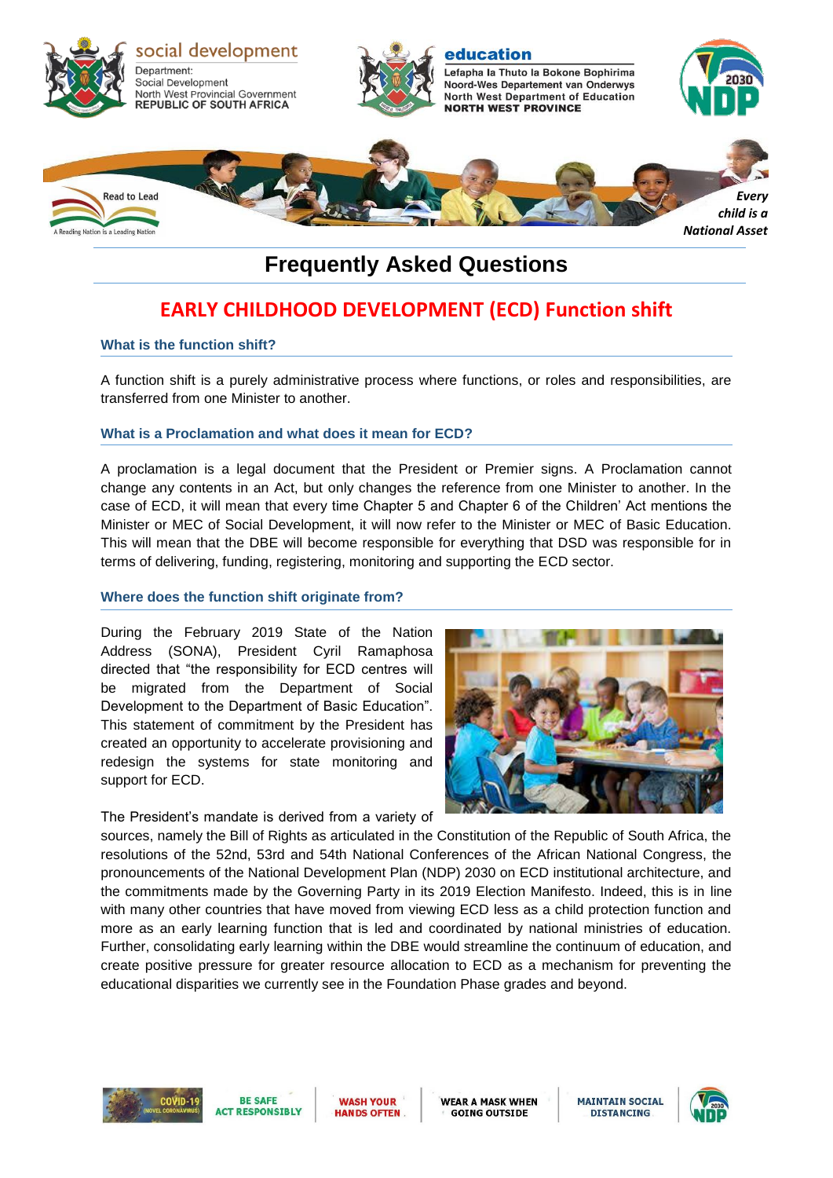# Frequently Asked Questions

## EARLY CHILDHOOD DEVELOPMENT (ECD) Function shift

### What is the function shift?

A function shift is a purely administrative process where functions, or roles and responsibilities, are transferred from one Minister to another.

### What is a Proclamation and what does it mean for ECD?

A proclamation is a legal document that the President or Premier signs. A Proclamation cannot change any contents in an Act, but only changes the reference from one Minister to another. In the case of ECD, it will mean that every time Chapter 5 and Chapter 6 of the Children' Act mentions the Minister or MEC of Social Development, it will now refer to the Minister or MEC of Basic Education. This will mean that the DBE will become responsible for everything that DSD was responsible for in terms of delivering, funding, registering, monitoring and supporting the ECD sector.

### Where does the function shift originate from?

During the February 2019 State of the Nation Address (SONA), President Cyril Ramaphosa directed that "the responsibility for ECD centres will be migrated from the Department of Social Development to the Department of Basic Education". This statement of commitment by the President has created an opportunity to accelerate provisioning and redesign the systems for state monitoring and support for ECD.

The President's mandate is derived from a variety of sources, namely the Bill of Rights as articulated in the Constitution of the Republic of South Africa, the resolutions of the 52nd, 53rd and 54th National Conferences of the African National Congress, the pronouncements of the National Development Plan (NDP) 2030 on ECD institutional architecture, and the commitments made by the Governing Party in its 2019 Election Manifesto. Indeed, this is in line with many other countries that have moved from viewing ECD less as a child protection function and more as an early learning function that is led and coordinated by national ministries of education. Further, consolidating early learning within the DBE would streamline the continuum of education, and create positive pressure for greater resource allocation to ECD as a mechanism for preventing the educational disparities we currently see in the Foundation Phase grades and beyond.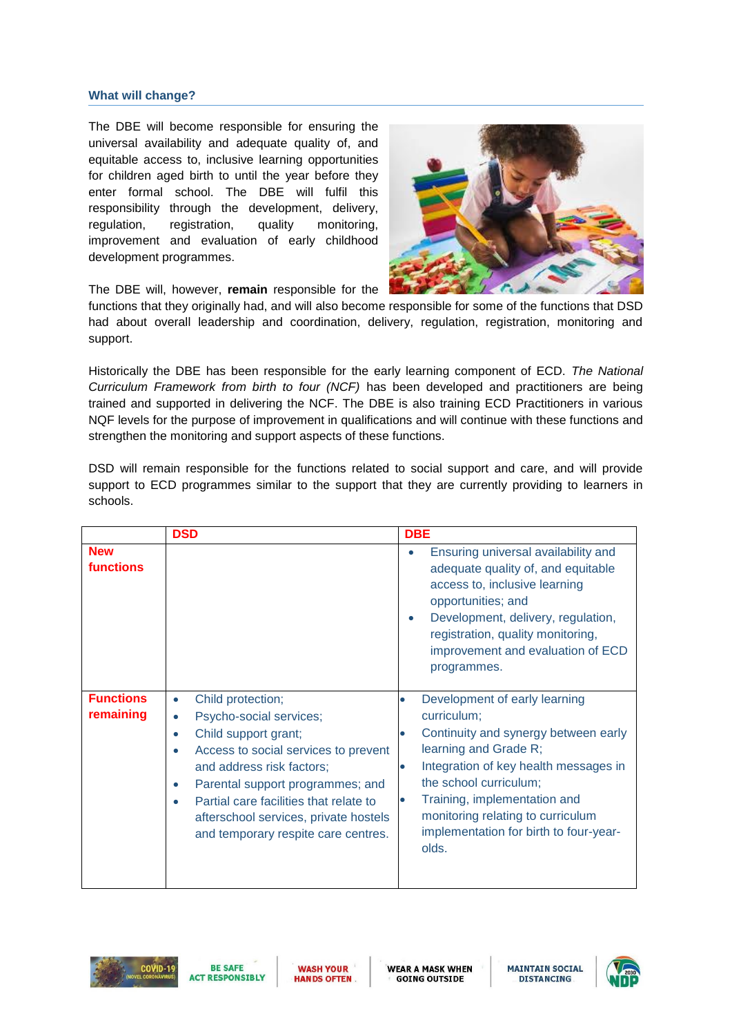## What will change?

The DBE will become responsible for ensuring the universal availability and adequate quality of, and equitable access to, inclusive learning opportunities for children aged birth to until the year before they enter formal school. The DBE will fulfil this responsibility through the development, delivery, regulation, registration, quality monitoring, improvement and evaluation of early childhood development programmes.

The DBE will, however, **remain** responsible for the functions that they originally had, and will also become responsible for some of the functions that DSD had about overall leadership and coordination, delivery, regulation, registration, monitoring and support.

Historically the DBE has been responsible for the early learning component of ECD. *The National Curriculum Framework from birth to four (NCF)* has been developed and practitioners are being trained and supported in delivering the NCF. The DBE is also training ECD Practitioners in various NQF levels for the purpose of improvement in qualifications and will continue with these functions and strengthen the monitoring and support aspects of these functions.

DSD will remain responsible for the functions related to social support and care, and will provide support to ECD programmes similar to the support that they are currently providing to learners in schools.

| | DSD | DBE |
|---|---|---|
| **New functions** | | • Ensuring universal availability and adequate quality of, and equitable access to, inclusive learning opportunities; and<br>• Development, delivery, regulation, registration, quality monitoring, improvement and evaluation of ECD programmes. |
| **Functions remaining** | • Child protection;<br>• Psycho-social services;<br>• Child support grant;<br>• Access to social services to prevent and address risk factors;<br>• Parental support programmes; and<br>• Partial care facilities that relate to afterschool services, private hostels and temporary respite care centres. | • Development of early learning curriculum;<br>• Continuity and synergy between early learning and Grade R;<br>• Integration of key health messages in the school curriculum;<br>• Training, implementation and monitoring relating to curriculum implementation for birth to four-year-olds. |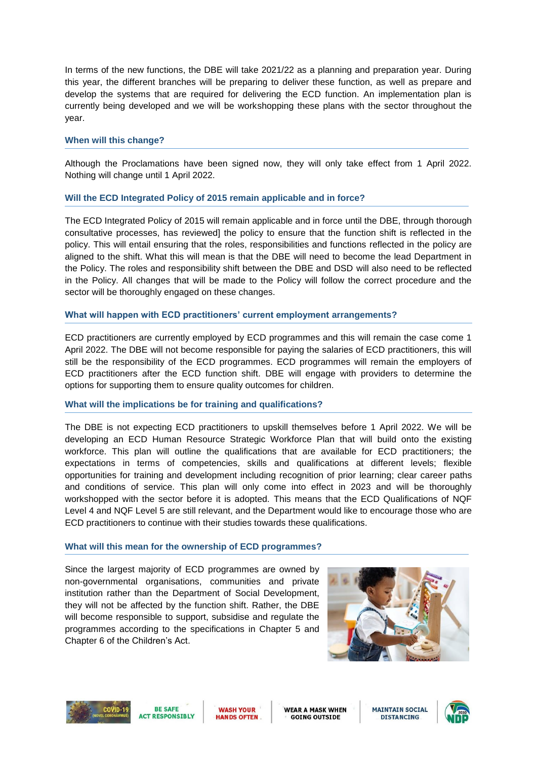In terms of the new functions, the DBE will take 2021/22 as a planning and preparation year. During this year, the different branches will be preparing to deliver these function, as well as prepare and develop the systems that are required for delivering the ECD function. An implementation plan is currently being developed and we will be workshopping these plans with the sector throughout the year.

### When will this change?

Although the Proclamations have been signed now, they will only take effect from 1 April 2022. Nothing will change until 1 April 2022.

### Will the ECD Integrated Policy of 2015 remain applicable and in force?

The ECD Integrated Policy of 2015 will remain applicable and in force until the DBE, through thorough consultative processes, has reviewed] the policy to ensure that the function shift is reflected in the policy. This will entail ensuring that the roles, responsibilities and functions reflected in the policy are aligned to the shift. What this will mean is that the DBE will need to become the lead Department in the Policy. The roles and responsibility shift between the DBE and DSD will also need to be reflected in the Policy. All changes that will be made to the Policy will follow the correct procedure and the sector will be thoroughly engaged on these changes.

### What will happen with ECD practitioners' current employment arrangements?

ECD practitioners are currently employed by ECD programmes and this will remain the case come 1 April 2022. The DBE will not become responsible for paying the salaries of ECD practitioners, this will still be the responsibility of the ECD programmes. ECD programmes will remain the employers of ECD practitioners after the ECD function shift. DBE will engage with providers to determine the options for supporting them to ensure quality outcomes for children.

### What will the implications be for training and qualifications?

The DBE is not expecting ECD practitioners to upskill themselves before 1 April 2022. We will be developing an ECD Human Resource Strategic Workforce Plan that will build onto the existing workforce. This plan will outline the qualifications that are available for ECD practitioners; the expectations in terms of competencies, skills and qualifications at different levels; flexible opportunities for training and development including recognition of prior learning; clear career paths and conditions of service. This plan will only come into effect in 2023 and will be thoroughly workshopped with the sector before it is adopted. This means that the ECD Qualifications of NQF Level 4 and NQF Level 5 are still relevant, and the Department would like to encourage those who are ECD practitioners to continue with their studies towards these qualifications.

### What will this mean for the ownership of ECD programmes?

Since the largest majority of ECD programmes are owned by non-governmental organisations, communities and private institution rather than the Department of Social Development, they will not be affected by the function shift. Rather, the DBE will become responsible to support, subsidise and regulate the programmes according to the specifications in Chapter 5 and Chapter 6 of the Children's Act.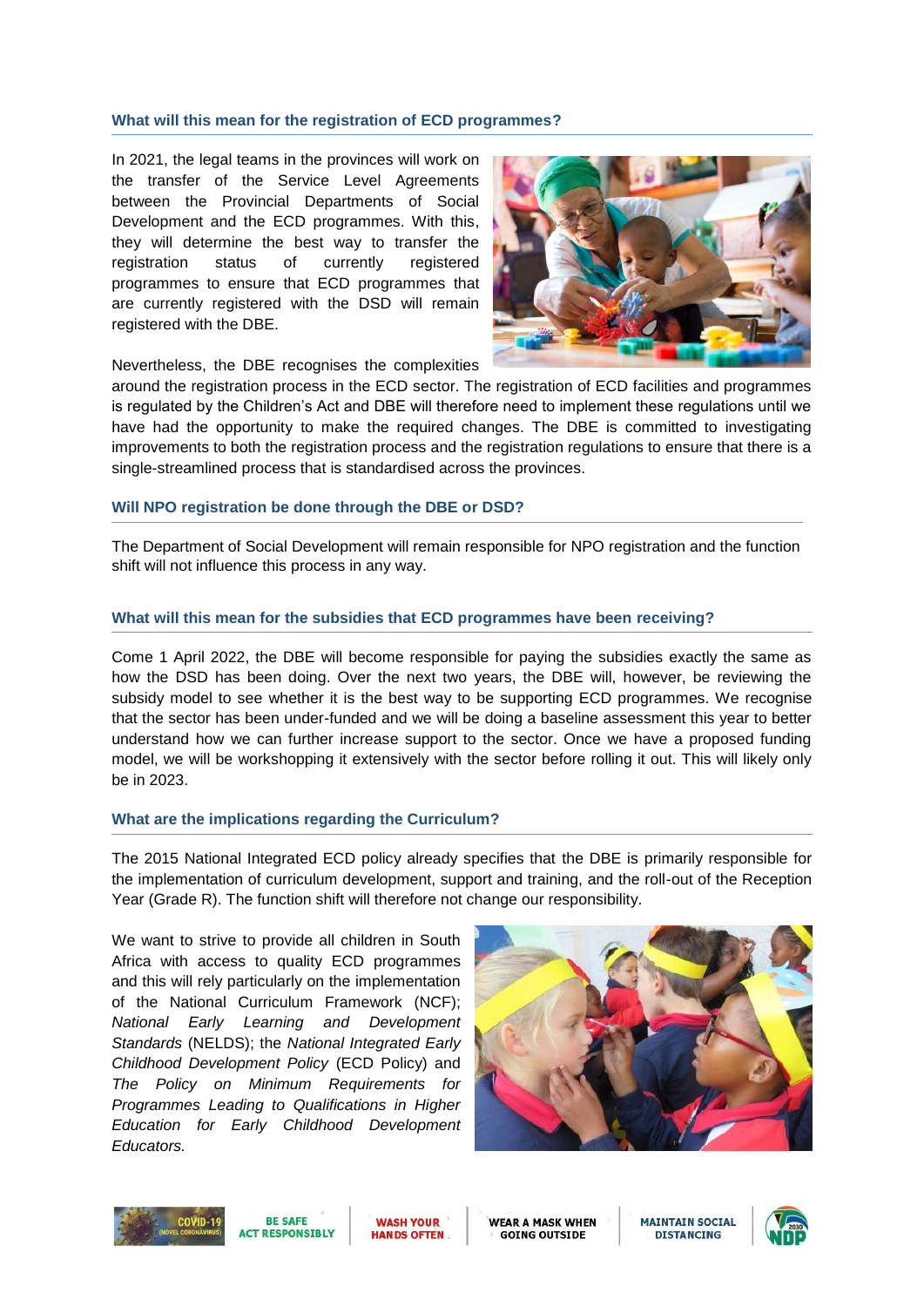### What will this mean for the registration of ECD programmes?

In 2021, the legal teams in the provinces will work on the transfer of the Service Level Agreements between the Provincial Departments of Social Development and the ECD programmes. With this, they will determine the best way to transfer the registration status of currently registered programmes to ensure that ECD programmes that are currently registered with the DSD will remain registered with the DBE.

Nevertheless, the DBE recognises the complexities around the registration process in the ECD sector. The registration of ECD facilities and programmes is regulated by the Children's Act and DBE will therefore need to implement these regulations until we have had the opportunity to make the required changes. The DBE is committed to investigating improvements to both the registration process and the registration regulations to ensure that there is a single-streamlined process that is standardised across the provinces.

### Will NPO registration be done through the DBE or DSD?

The Department of Social Development will remain responsible for NPO registration and the function shift will not influence this process in any way.

### What will this mean for the subsidies that ECD programmes have been receiving?

Come 1 April 2022, the DBE will become responsible for paying the subsidies exactly the same as how the DSD has been doing. Over the next two years, the DBE will, however, be reviewing the subsidy model to see whether it is the best way to be supporting ECD programmes. We recognise that the sector has been under-funded and we will be doing a baseline assessment this year to better understand how we can further increase support to the sector. Once we have a proposed funding model, we will be workshopping it extensively with the sector before rolling it out. This will likely only be in 2023.

### What are the implications regarding the Curriculum?

The 2015 National Integrated ECD policy already specifies that the DBE is primarily responsible for the implementation of curriculum development, support and training, and the roll-out of the Reception Year (Grade R). The function shift will therefore not change our responsibility.

We want to strive to provide all children in South Africa with access to quality ECD programmes and this will rely particularly on the implementation of the National Curriculum Framework (NCF); *National Early Learning and Development Standards* (NELDS); the *National Integrated Early Childhood Development Policy* (ECD Policy) and *The Policy on Minimum Requirements for Programmes Leading to Qualifications in Higher Education for Early Childhood Development Educators.*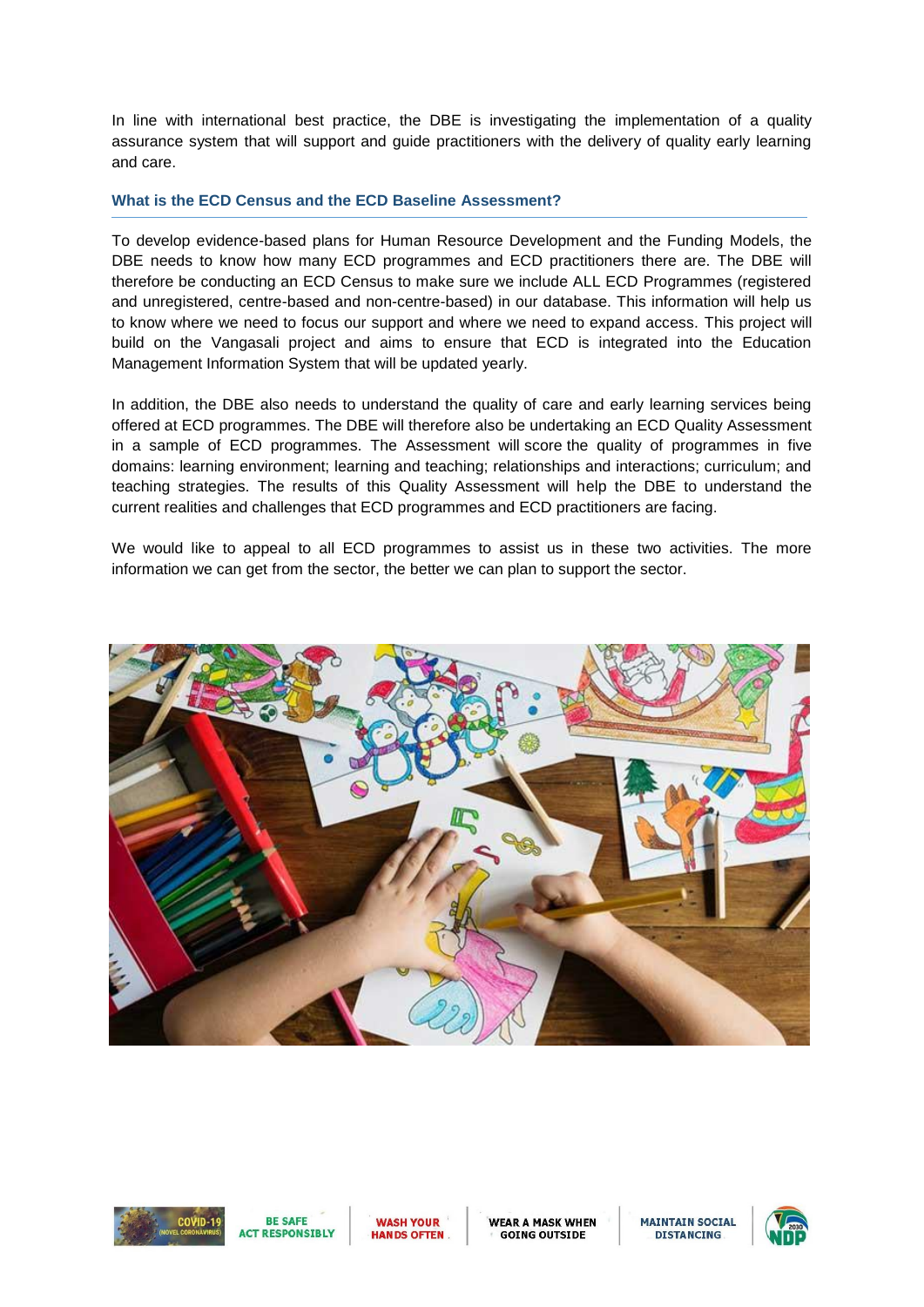In line with international best practice, the DBE is investigating the implementation of a quality assurance system that will support and guide practitioners with the delivery of quality early learning and care.

### What is the ECD Census and the ECD Baseline Assessment?

To develop evidence-based plans for Human Resource Development and the Funding Models, the DBE needs to know how many ECD programmes and ECD practitioners there are. The DBE will therefore be conducting an ECD Census to make sure we include ALL ECD Programmes (registered and unregistered, centre-based and non-centre-based) in our database. This information will help us to know where we need to focus our support and where we need to expand access. This project will build on the Vangasali project and aims to ensure that ECD is integrated into the Education Management Information System that will be updated yearly.

In addition, the DBE also needs to understand the quality of care and early learning services being offered at ECD programmes. The DBE will therefore also be undertaking an ECD Quality Assessment in a sample of ECD programmes. The Assessment will score the quality of programmes in five domains: learning environment; learning and teaching; relationships and interactions; curriculum; and teaching strategies. The results of this Quality Assessment will help the DBE to understand the current realities and challenges that ECD programmes and ECD practitioners are facing.

We would like to appeal to all ECD programmes to assist us in these two activities. The more information we can get from the sector, the better we can plan to support the sector.